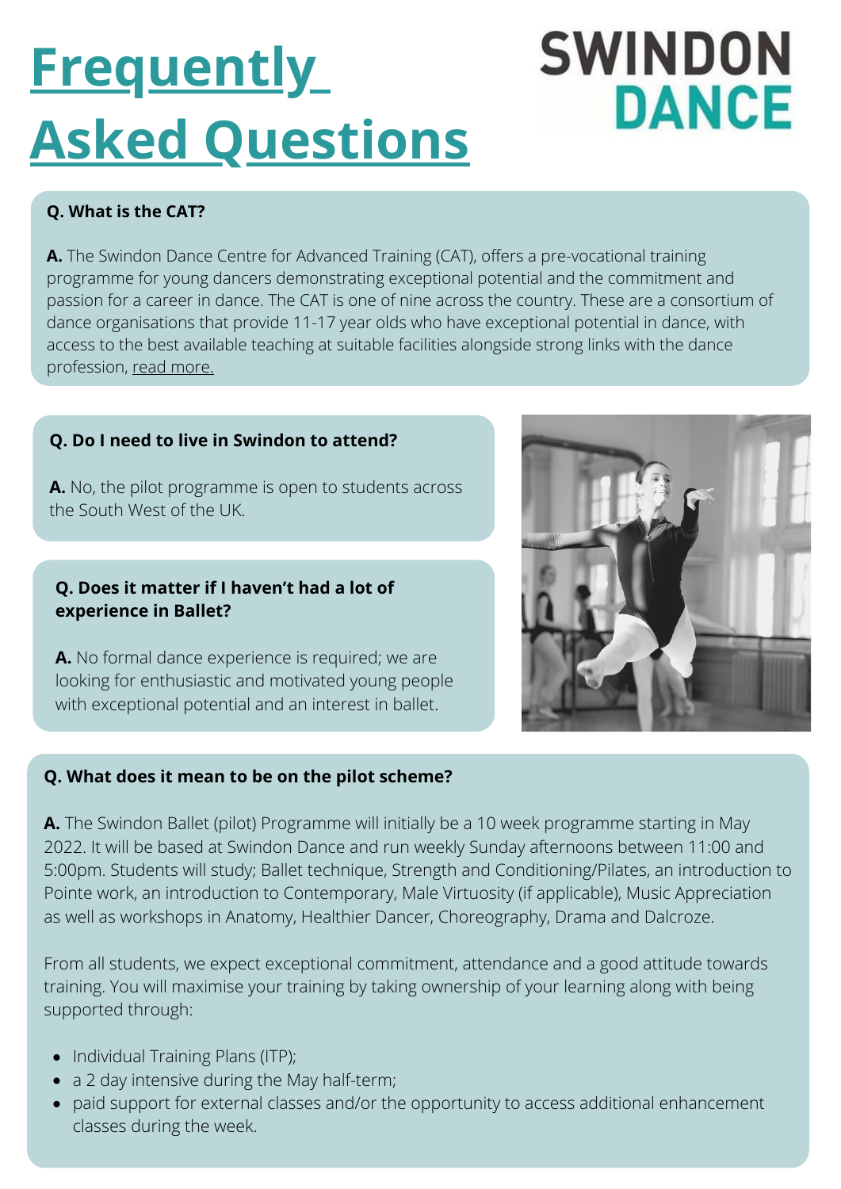# Frequently Asked Questions

SWINDON DANCE

**Q. What is the CAT?**

**A.** The Swindon Dance Centre for Advanced Training (CAT), offers a pre-vocational training programme for young dancers demonstrating exceptional potential and the commitment and passion for a career in dance. The CAT is one of nine across the country. These are a consortium of dance organisations that provide 11-17 year olds who have exceptional potential in dance, with access to the best available teaching at suitable facilities alongside strong links with the dance profession, read more.

**Q. Do I need to live in Swindon to attend?**

**A.** No, the pilot programme is open to students across the South West of the UK.

**Q. Does it matter if I haven't had a lot of experience in Ballet?**

**A.** No formal dance experience is required; we are looking for enthusiastic and motivated young people with exceptional potential and an interest in ballet.

**Q. What does it mean to be on the pilot scheme?**

**A.** The Swindon Ballet (pilot) Programme will initially be a 10 week programme starting in May 2022. It will be based at Swindon Dance and run weekly Sunday afternoons between 11:00 and 5:00pm. Students will study; Ballet technique, Strength and Conditioning/Pilates, an introduction to Pointe work, an introduction to Contemporary, Male Virtuosity (if applicable), Music Appreciation as well as workshops in Anatomy, Healthier Dancer, Choreography, Drama and Dalcroze.

From all students, we expect exceptional commitment, attendance and a good attitude towards training. You will maximise your training by taking ownership of your learning along with being supported through:

- Individual Training Plans (ITP);
- a 2 day intensive during the May half-term;
- paid support for external classes and/or the opportunity to access additional enhancement classes during the week.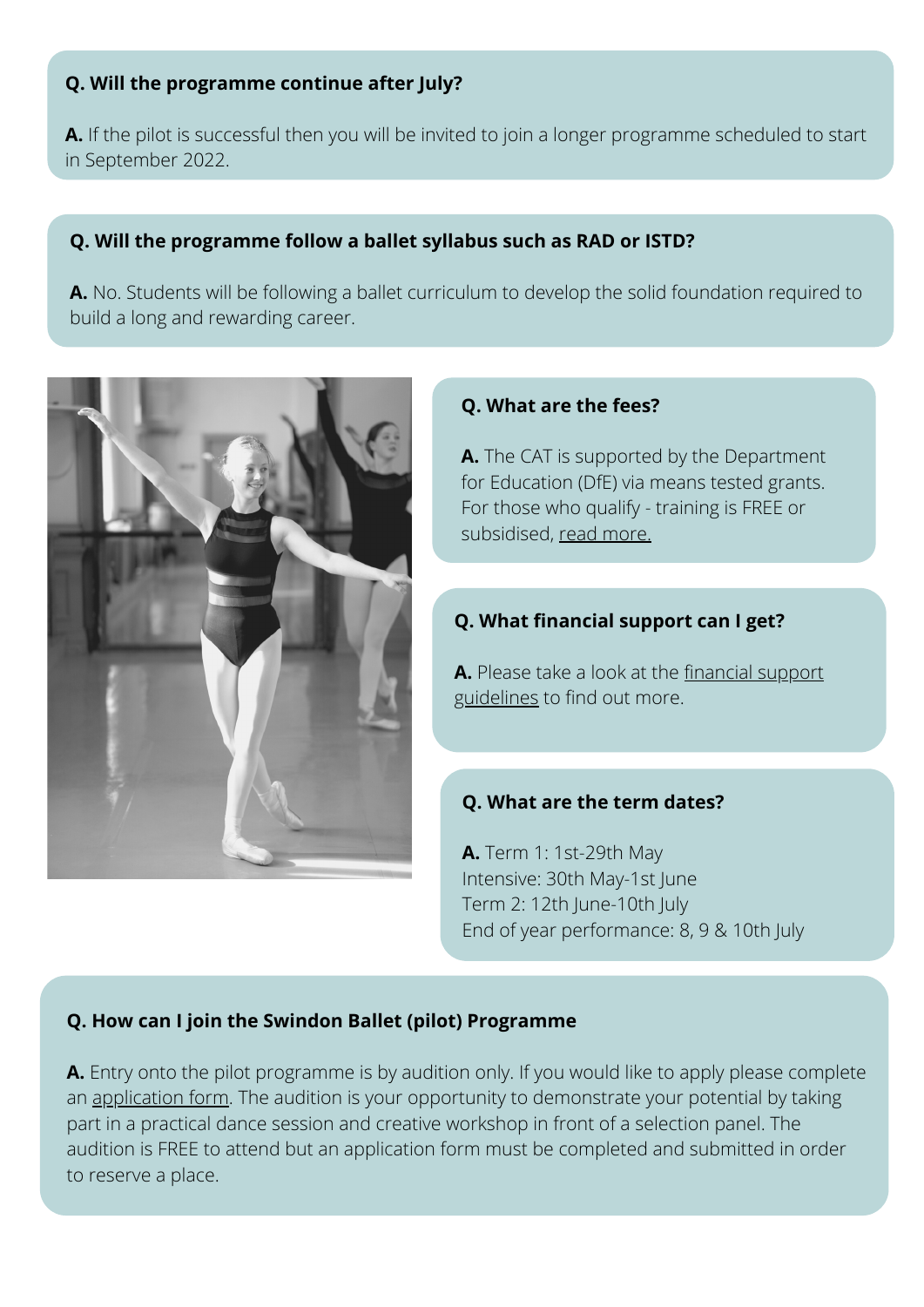**Q. Will the programme continue after July?**

**A.** If the pilot is successful then you will be invited to join a longer programme scheduled to start in September 2022.

**Q. Will the programme follow a ballet syllabus such as RAD or ISTD?**

**A.** No. Students will be following a ballet curriculum to develop the solid foundation required to build a long and rewarding career.

**Q. What are the fees?**

**A.** The CAT is supported by the Department for Education (DfE) via means tested grants. For those who qualify - training is FREE or subsidised, read more.

**Q. What financial support can I get?**

**A.** Please take a look at the financial support guidelines to find out more.

**Q. What are the term dates?**

**A.** Term 1: 1st-29th May
Intensive: 30th May-1st June
Term 2: 12th June-10th July
End of year performance: 8, 9 & 10th July

**Q. How can I join the Swindon Ballet (pilot) Programme**

**A.** Entry onto the pilot programme is by audition only. If you would like to apply please complete an application form. The audition is your opportunity to demonstrate your potential by taking part in a practical dance session and creative workshop in front of a selection panel. The audition is FREE to attend but an application form must be completed and submitted in order to reserve a place.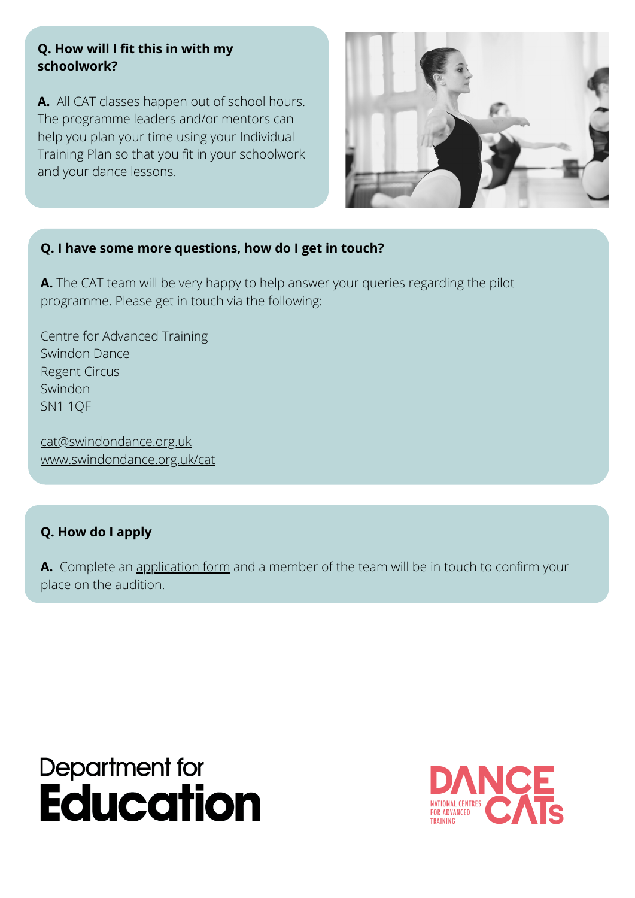**Q. How will I fit this in with my schoolwork?**

**A.** All CAT classes happen out of school hours. The programme leaders and/or mentors can help you plan your time using your Individual Training Plan so that you fit in your schoolwork and your dance lessons.

**Q. I have some more questions, how do I get in touch?**

**A.** The CAT team will be very happy to help answer your queries regarding the pilot programme. Please get in touch via the following:

Centre for Advanced Training
Swindon Dance
Regent Circus
Swindon
SN1 1QF

cat@swindondance.org.uk
www.swindondance.org.uk/cat

**Q. How do I apply**

**A.** Complete an application form and a member of the team will be in touch to confirm your place on the audition.

Department for Education

DANCE CATs NATIONAL CENTRES FOR ADVANCED TRAINING